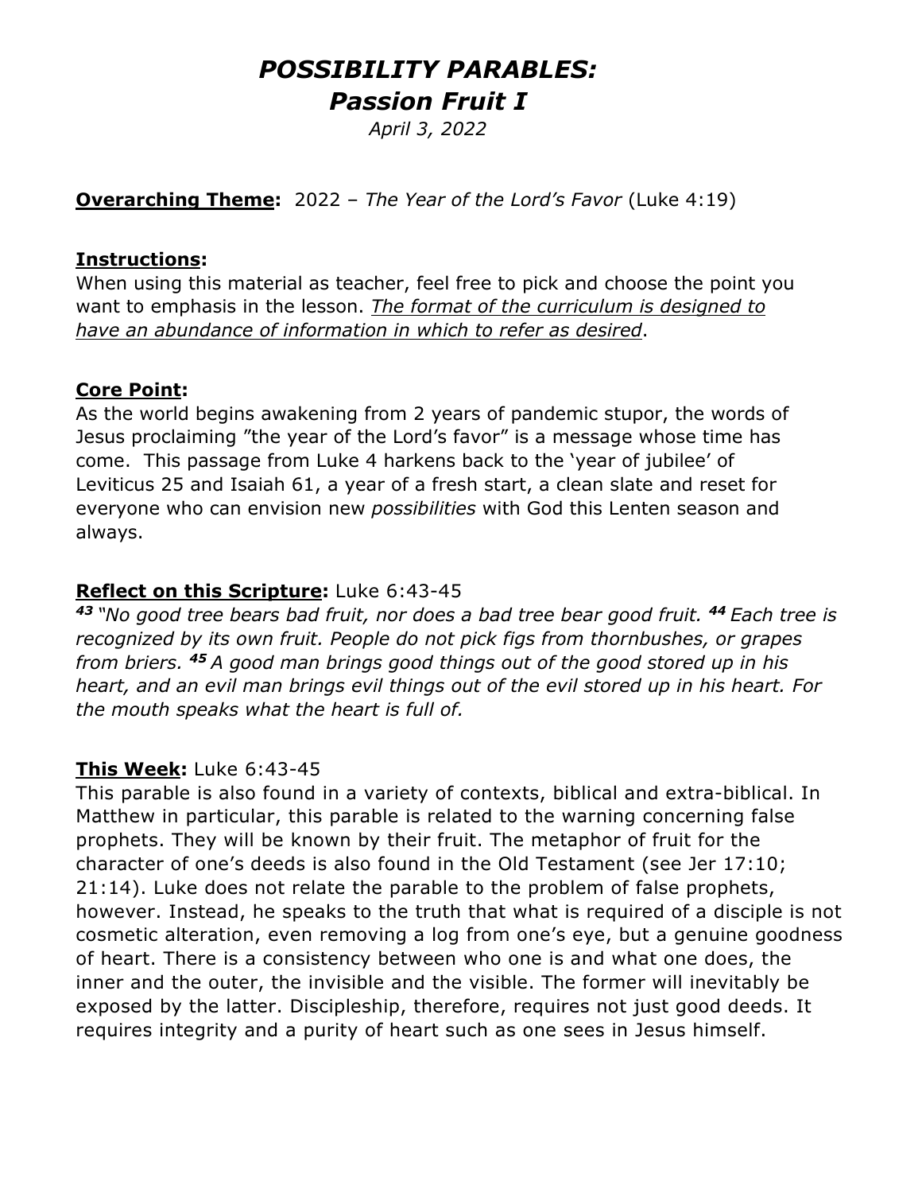# *POSSIBILITY PARABLES:*
# *Passion Fruit I*

*April 3, 2022*

**Overarching Theme:** 2022 – *The Year of the Lord's Favor* (Luke 4:19)

**Instructions:**
When using this material as teacher, feel free to pick and choose the point you want to emphasis in the lesson. *The format of the curriculum is designed to have an abundance of information in which to refer as desired*.

**Core Point:**
As the world begins awakening from 2 years of pandemic stupor, the words of Jesus proclaiming "the year of the Lord's favor" is a message whose time has come. This passage from Luke 4 harkens back to the 'year of jubilee' of Leviticus 25 and Isaiah 61, a year of a fresh start, a clean slate and reset for everyone who can envision new *possibilities* with God this Lenten season and always.

**Reflect on this Scripture:** Luke 6:43-45
***43*** *"No good tree bears bad fruit, nor does a bad tree bear good fruit.* ***44*** *Each tree is recognized by its own fruit. People do not pick figs from thornbushes, or grapes from briers.* ***45*** *A good man brings good things out of the good stored up in his heart, and an evil man brings evil things out of the evil stored up in his heart. For the mouth speaks what the heart is full of.*

**This Week:** Luke 6:43-45
This parable is also found in a variety of contexts, biblical and extra-biblical. In Matthew in particular, this parable is related to the warning concerning false prophets. They will be known by their fruit. The metaphor of fruit for the character of one's deeds is also found in the Old Testament (see Jer 17:10; 21:14). Luke does not relate the parable to the problem of false prophets, however. Instead, he speaks to the truth that what is required of a disciple is not cosmetic alteration, even removing a log from one's eye, but a genuine goodness of heart. There is a consistency between who one is and what one does, the inner and the outer, the invisible and the visible. The former will inevitably be exposed by the latter. Discipleship, therefore, requires not just good deeds. It requires integrity and a purity of heart such as one sees in Jesus himself.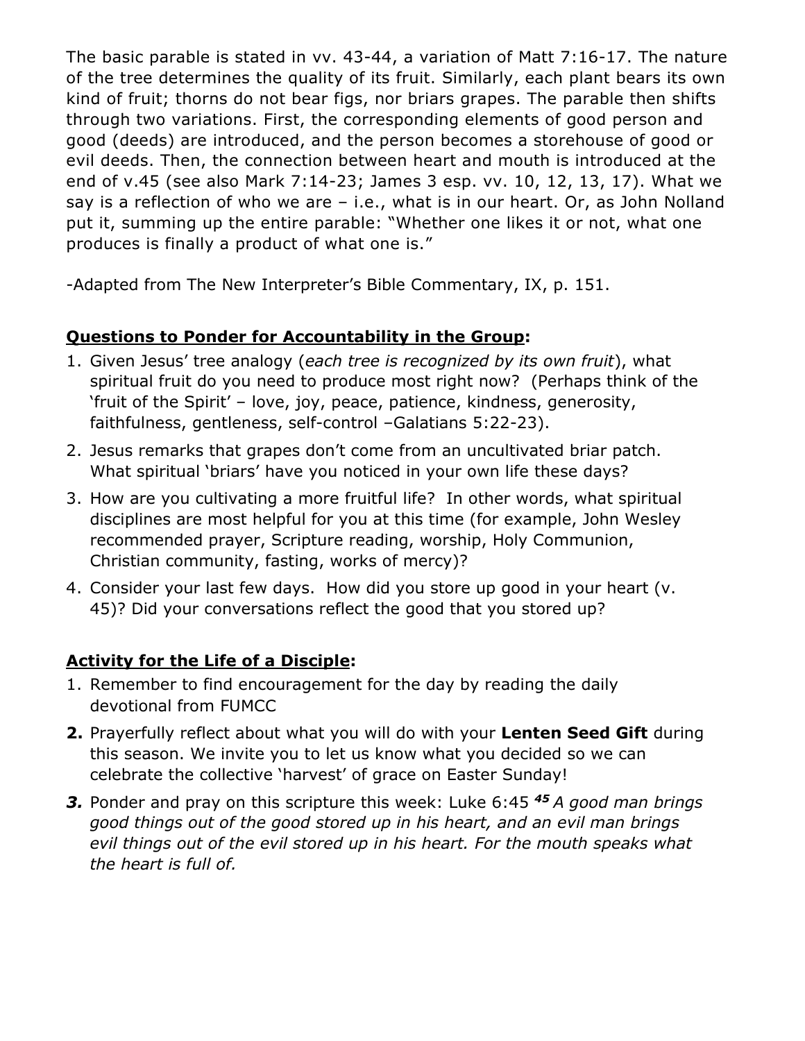The basic parable is stated in vv. 43-44, a variation of Matt 7:16-17. The nature of the tree determines the quality of its fruit. Similarly, each plant bears its own kind of fruit; thorns do not bear figs, nor briars grapes. The parable then shifts through two variations. First, the corresponding elements of good person and good (deeds) are introduced, and the person becomes a storehouse of good or evil deeds. Then, the connection between heart and mouth is introduced at the end of v.45 (see also Mark 7:14-23; James 3 esp. vv. 10, 12, 13, 17). What we say is a reflection of who we are – i.e., what is in our heart. Or, as John Nolland put it, summing up the entire parable: "Whether one likes it or not, what one produces is finally a product of what one is."

-Adapted from The New Interpreter's Bible Commentary, IX, p. 151.

## **<u>Questions to Ponder for Accountability in the Group</u>:**

1. Given Jesus' tree analogy (*each tree is recognized by its own fruit*), what spiritual fruit do you need to produce most right now? (Perhaps think of the 'fruit of the Spirit' – love, joy, peace, patience, kindness, generosity, faithfulness, gentleness, self-control –Galatians 5:22-23).
2. Jesus remarks that grapes don't come from an uncultivated briar patch. What spiritual 'briars' have you noticed in your own life these days?
3. How are you cultivating a more fruitful life? In other words, what spiritual disciplines are most helpful for you at this time (for example, John Wesley recommended prayer, Scripture reading, worship, Holy Communion, Christian community, fasting, works of mercy)?
4. Consider your last few days. How did you store up good in your heart (v. 45)? Did your conversations reflect the good that you stored up?

## **<u>Activity for the Life of a Disciple</u>:**

1. Remember to find encouragement for the day by reading the daily devotional from FUMCC
2. Prayerfully reflect about what you will do with your **Lenten Seed Gift** during this season. We invite you to let us know what you decided so we can celebrate the collective 'harvest' of grace on Easter Sunday!
3. Ponder and pray on this scripture this week: Luke 6:45 ***45*** *A good man brings good things out of the good stored up in his heart, and an evil man brings evil things out of the evil stored up in his heart. For the mouth speaks what the heart is full of.*